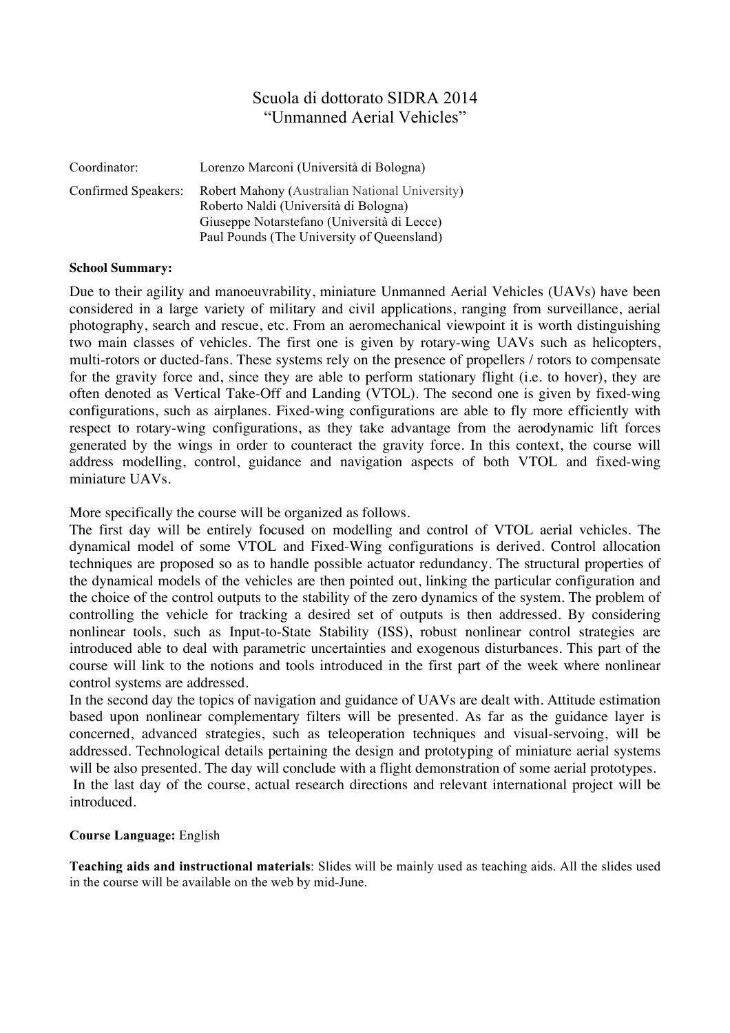# Scuola di dottorato SIDRA 2014
## "Unmanned Aerial Vehicles"

| | |
|---|---|
| Coordinator: | Lorenzo Marconi (Università di Bologna) |
| Confirmed Speakers: | Robert Mahony (Australian National University)<br>Roberto Naldi (Università di Bologna)<br>Giuseppe Notarstefano (Università di Lecce)<br>Paul Pounds (The University of Queensland) |

**School Summary:**

Due to their agility and manoeuvrability, miniature Unmanned Aerial Vehicles (UAVs) have been considered in a large variety of military and civil applications, ranging from surveillance, aerial photography, search and rescue, etc. From an aeromechanical viewpoint it is worth distinguishing two main classes of vehicles. The first one is given by rotary-wing UAVs such as helicopters, multi-rotors or ducted-fans. These systems rely on the presence of propellers / rotors to compensate for the gravity force and, since they are able to perform stationary flight (i.e. to hover), they are often denoted as Vertical Take-Off and Landing (VTOL). The second one is given by fixed-wing configurations, such as airplanes. Fixed-wing configurations are able to fly more efficiently with respect to rotary-wing configurations, as they take advantage from the aerodynamic lift forces generated by the wings in order to counteract the gravity force. In this context, the course will address modelling, control, guidance and navigation aspects of both VTOL and fixed-wing miniature UAVs.

More specifically the course will be organized as follows.

The first day will be entirely focused on modelling and control of VTOL aerial vehicles. The dynamical model of some VTOL and Fixed-Wing configurations is derived. Control allocation techniques are proposed so as to handle possible actuator redundancy. The structural properties of the dynamical models of the vehicles are then pointed out, linking the particular configuration and the choice of the control outputs to the stability of the zero dynamics of the system. The problem of controlling the vehicle for tracking a desired set of outputs is then addressed. By considering nonlinear tools, such as Input-to-State Stability (ISS), robust nonlinear control strategies are introduced able to deal with parametric uncertainties and exogenous disturbances. This part of the course will link to the notions and tools introduced in the first part of the week where nonlinear control systems are addressed.

In the second day the topics of navigation and guidance of UAVs are dealt with. Attitude estimation based upon nonlinear complementary filters will be presented. As far as the guidance layer is concerned, advanced strategies, such as teleoperation techniques and visual-servoing, will be addressed. Technological details pertaining the design and prototyping of miniature aerial systems will be also presented. The day will conclude with a flight demonstration of some aerial prototypes.

In the last day of the course, actual research directions and relevant international project will be introduced.

**Course Language:** English

**Teaching aids and instructional materials**: Slides will be mainly used as teaching aids. All the slides used in the course will be available on the web by mid-June.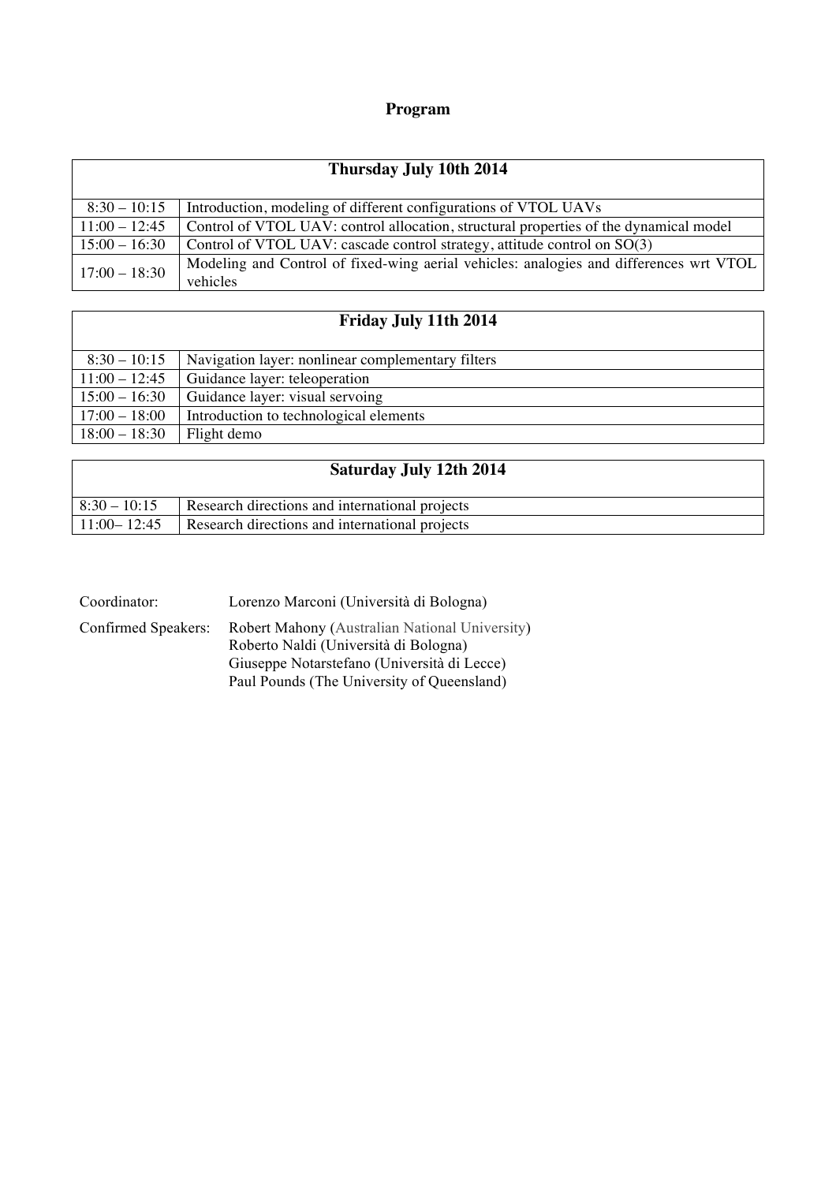# Program

| Thursday July 10th 2014 | |
|---|---|
| 8:30 – 10:15 | Introduction, modeling of different configurations of VTOL UAVs |
| 11:00 – 12:45 | Control of VTOL UAV: control allocation, structural properties of the dynamical model |
| 15:00 – 16:30 | Control of VTOL UAV: cascade control strategy, attitude control on SO(3) |
| 17:00 – 18:30 | Modeling and Control of fixed-wing aerial vehicles: analogies and differences wrt VTOL vehicles |

| Friday July 11th 2014 | |
|---|---|
| 8:30 – 10:15 | Navigation layer: nonlinear complementary filters |
| 11:00 – 12:45 | Guidance layer: teleoperation |
| 15:00 – 16:30 | Guidance layer: visual servoing |
| 17:00 – 18:00 | Introduction to technological elements |
| 18:00 – 18:30 | Flight demo |

| Saturday July 12th 2014 | |
|---|---|
| 8:30 – 10:15 | Research directions and international projects |
| 11:00– 12:45 | Research directions and international projects |

Coordinator: Lorenzo Marconi (Università di Bologna)

Confirmed Speakers:
Robert Mahony (Australian National University)
Roberto Naldi (Università di Bologna)
Giuseppe Notarstefano (Università di Lecce)
Paul Pounds (The University of Queensland)